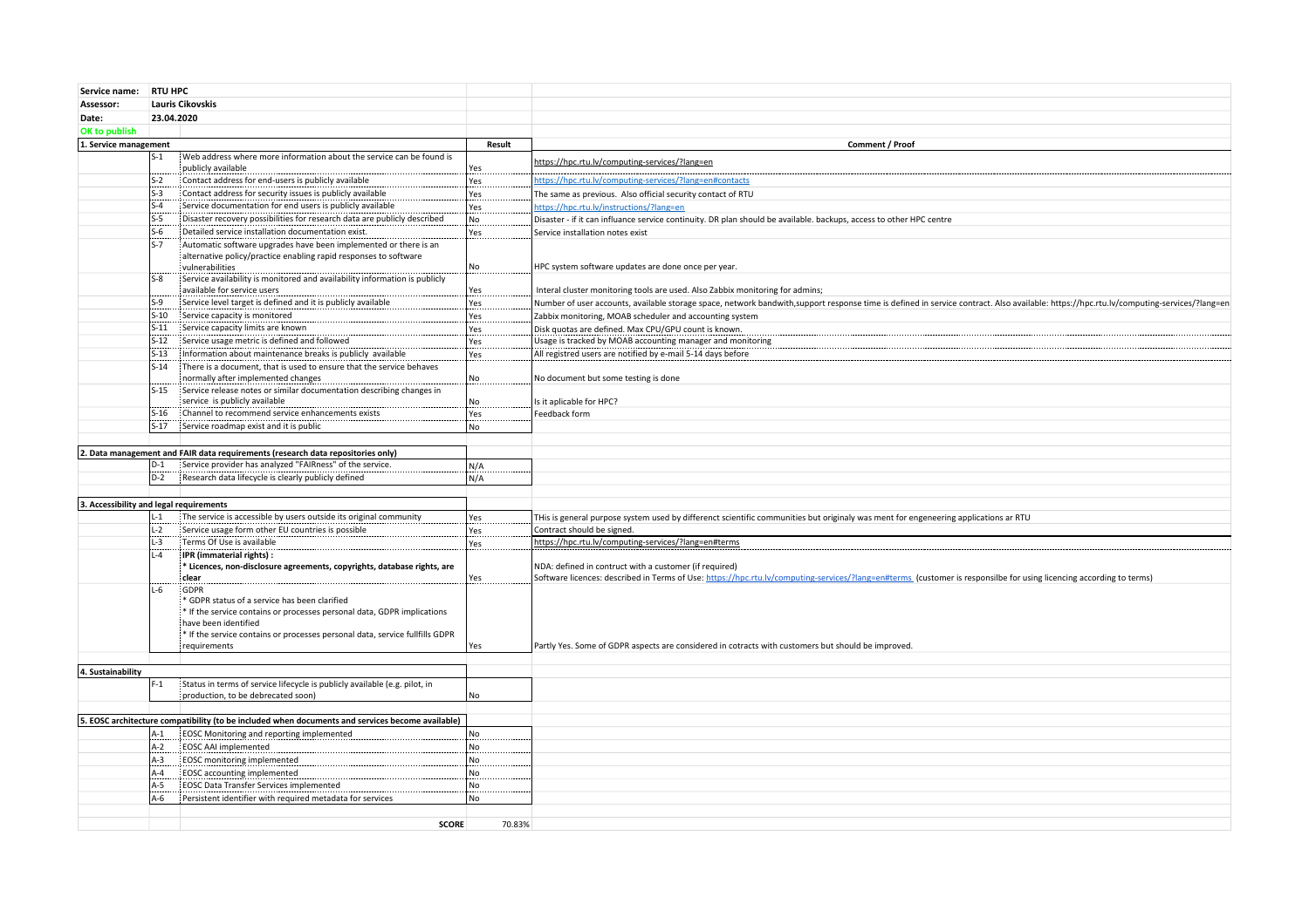| Service name: | RTU HPC | | | |
|---|---|---|---|---|
| Assessor: | Lauris Cikovskis | | | |
| Date: | 23.04.2020 | | | |
| OK to publish | | | | |
| **1. Service management** | | | **Result** | **Comment / Proof** |
| | S-1 | Web address where more information about the service can be found is publicly available | Yes | https://hpc.rtu.lv/computing-services/?lang=en |
| | S-2 | Contact address for end-users is publicly available | Yes | https://hpc.rtu.lv/computing-services/?lang=en#contacts |
| | S-3 | Contact address for security issues is publicly available | Yes | The same as previous. Also official security contact of RTU |
| | S-4 | Service documentation for end users is publicly available | Yes | https://hpc.rtu.lv/instructions/?lang=en |
| | S-5 | Disaster recovery possibilities for research data are publicly described | No | Disaster - if it can influance service continuity. DR plan should be available. backups, access to other HPC centre |
| | S-6 | Detailed service installation documentation exist. | Yes | Service installation notes exist |
| | S-7 | Automatic software upgrades have been implemented or there is an alternative policy/practice enabling rapid responses to software vulnerabilities | No | HPC system software updates are done once per year. |
| | S-8 | Service availability is monitored and availability information is publicly available for service users | Yes | Interal cluster monitoring tools are used. Also Zabbix monitoring for admins; |
| | S-9 | Service level target is defined and it is publicly available | Yes | Number of user accounts, available storage space, network bandwith,support response time is defined in service contract. Also available: https://hpc.rtu.lv/computing-services/?lang=en |
| | S-10 | Service capacity is monitored | Yes | Zabbix monitoring, MOAB scheduler and accounting system |
| | S-11 | Service capacity limits are known | Yes | Disk quotas are defined. Max CPU/GPU count is known. |
| | S-12 | Service usage metric is defined and followed | Yes | Usage is tracked by MOAB accounting manager and monitoring |
| | S-13 | Information about maintenance breaks is publicly available | Yes | All registred users are notified by e-mail 5-14 days before |
| | S-14 | There is a document, that is used to ensure that the service behaves normally after implemented changes | No | No document but some testing is done |
| | S-15 | Service release notes or similar documentation describing changes in service is publicly available | No | Is it aplicable for HPC? |
| | S-16 | Channel to recommend service enhancements exists | Yes | Feedback form |
| | S-17 | Service roadmap exist and it is public | No | |
| **2. Data management and FAIR data requirements (research data repositories only)** | | | | |
| | D-1 | Service provider has analyzed "FAIRness" of the service. | N/A | |
| | D-2 | Research data lifecycle is clearly publicly defined | N/A | |
| **3. Accessibility and legal requirements** | | | | |
| | L-1 | The service is accessible by users outside its original community | Yes | THis is general purpose system used by differenct scientific communities but originaly was ment for engeneering applications ar RTU |
| | L-2 | Service usage form other EU countries is possible | Yes | Contract should be signed. |
| | L-3 | Terms Of Use is available | Yes | https://hpc.rtu.lv/computing-services/?lang=en#terms |
| | L-4 | **IPR (immaterial rights) :** **\* Licences, non-disclosure agreements, copyrights, database rights, are clear** | Yes | NDA: defined in contruct with a customer (if required) Software licences: described in Terms of Use: https://hpc.rtu.lv/computing-services/?lang=en#terms (customer is responsilbe for using licencing according to terms) |
| | L-6 | GDPR * GDPR status of a service has been clarified * If the service contains or processes personal data, GDPR implications have been identified * If the service contains or processes personal data, service fullfills GDPR requirements | Yes | Partly Yes. Some of GDPR aspects are considered in cotracts with customers but should be improved. |
| **4. Sustainability** | | | | |
| | F-1 | Status in terms of service lifecycle is publicly available (e.g. pilot, in production, to be debrecated soon) | No | |
| **5. EOSC architecture compatibility (to be included when documents and services become available)** | | | | |
| | A-1 | EOSC Monitoring and reporting implemented | No | |
| | A-2 | EOSC AAI implemented | No | |
| | A-3 | EOSC monitoring implemented | No | |
| | A-4 | EOSC accounting implemented | No | |
| | A-5 | EOSC Data Transfer Services implemented | No | |
| | A-6 | Persistent identifier with required metadata for services | No | |
| | | **SCORE** | 70.83% | |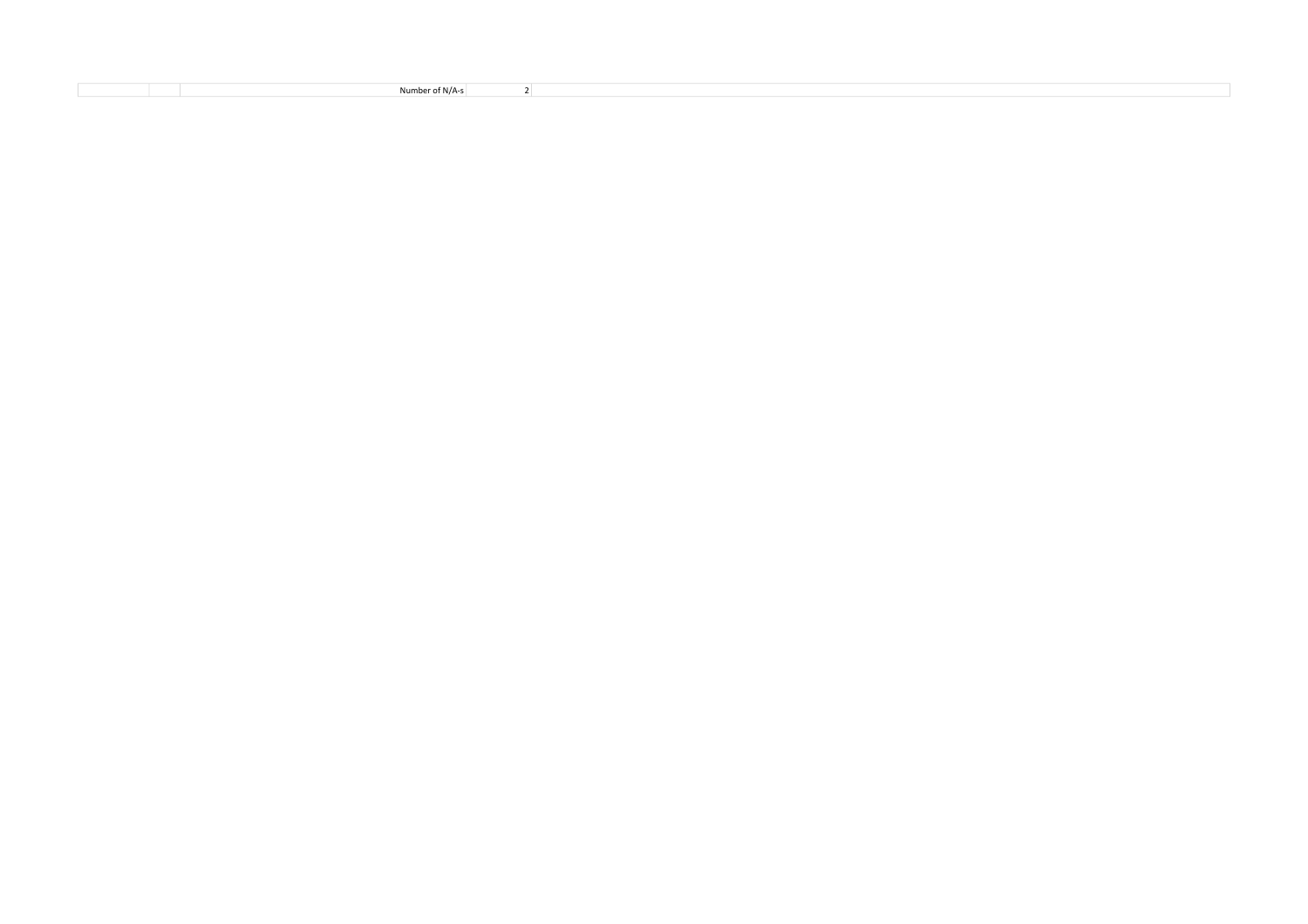| | | | | |
|---|---|---|---|---|
| | | Number of N/A-s | 2 | |